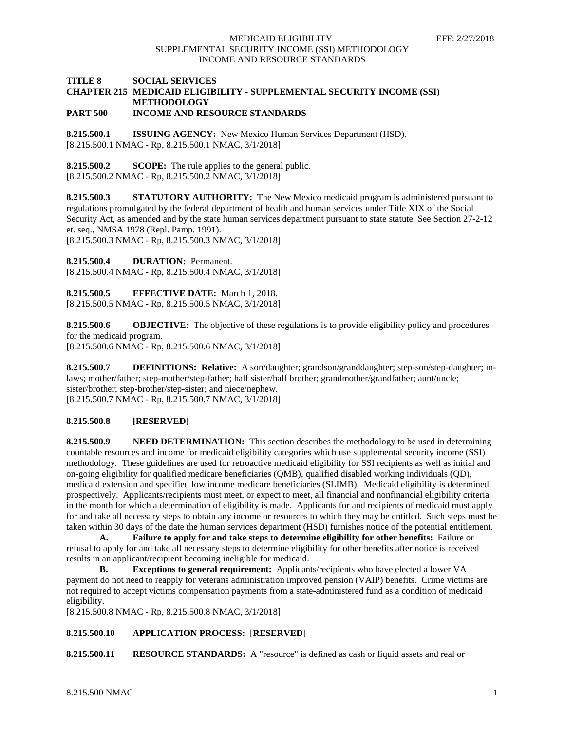**TITLE 8 SOCIAL SERVICES**
**CHAPTER 215 MEDICAID ELIGIBILITY - SUPPLEMENTAL SECURITY INCOME (SSI) METHODOLOGY**
**PART 500 INCOME AND RESOURCE STANDARDS**

**8.215.500.1 ISSUING AGENCY:** New Mexico Human Services Department (HSD).
[8.215.500.1 NMAC - Rp, 8.215.500.1 NMAC, 3/1/2018]

**8.215.500.2 SCOPE:** The rule applies to the general public.
[8.215.500.2 NMAC - Rp, 8.215.500.2 NMAC, 3/1/2018]

**8.215.500.3 STATUTORY AUTHORITY:** The New Mexico medicaid program is administered pursuant to regulations promulgated by the federal department of health and human services under Title XIX of the Social Security Act, as amended and by the state human services department pursuant to state statute. See Section 27-2-12 et. seq., NMSA 1978 (Repl. Pamp. 1991).
[8.215.500.3 NMAC - Rp, 8.215.500.3 NMAC, 3/1/2018]

**8.215.500.4 DURATION:** Permanent.
[8.215.500.4 NMAC - Rp, 8.215.500.4 NMAC, 3/1/2018]

**8.215.500.5 EFFECTIVE DATE:** March 1, 2018.
[8.215.500.5 NMAC - Rp, 8.215.500.5 NMAC, 3/1/2018]

**8.215.500.6 OBJECTIVE:** The objective of these regulations is to provide eligibility policy and procedures for the medicaid program.
[8.215.500.6 NMAC - Rp, 8.215.500.6 NMAC, 3/1/2018]

**8.215.500.7 DEFINITIONS: Relative:** A son/daughter; grandson/granddaughter; step-son/step-daughter; in-laws; mother/father; step-mother/step-father; half sister/half brother; grandmother/grandfather; aunt/uncle; sister/brother; step-brother/step-sister; and niece/nephew.
[8.215.500.7 NMAC - Rp, 8.215.500.7 NMAC, 3/1/2018]

**8.215.500.8 [RESERVED]**

**8.215.500.9 NEED DETERMINATION:** This section describes the methodology to be used in determining countable resources and income for medicaid eligibility categories which use supplemental security income (SSI) methodology. These guidelines are used for retroactive medicaid eligibility for SSI recipients as well as initial and on-going eligibility for qualified medicare beneficiaries (QMB), qualified disabled working individuals (QD), medicaid extension and specified low income medicare beneficiaries (SLIMB). Medicaid eligibility is determined prospectively. Applicants/recipients must meet, or expect to meet, all financial and nonfinancial eligibility criteria in the month for which a determination of eligibility is made. Applicants for and recipients of medicaid must apply for and take all necessary steps to obtain any income or resources to which they may be entitled. Such steps must be taken within 30 days of the date the human services department (HSD) furnishes notice of the potential entitlement.

**A. Failure to apply for and take steps to determine eligibility for other benefits:** Failure or refusal to apply for and take all necessary steps to determine eligibility for other benefits after notice is received results in an applicant/recipient becoming ineligible for medicaid.

**B. Exceptions to general requirement:** Applicants/recipients who have elected a lower VA payment do not need to reapply for veterans administration improved pension (VAIP) benefits. Crime victims are not required to accept victims compensation payments from a state-administered fund as a condition of medicaid eligibility.
[8.215.500.8 NMAC - Rp, 8.215.500.8 NMAC, 3/1/2018]

**8.215.500.10 APPLICATION PROCESS:** [**RESERVED**]

**8.215.500.11 RESOURCE STANDARDS:** A "resource" is defined as cash or liquid assets and real or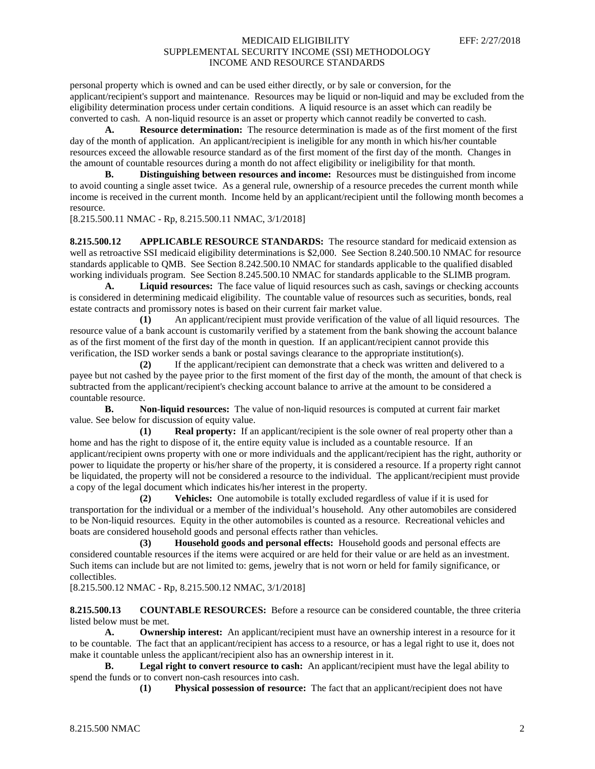personal property which is owned and can be used either directly, or by sale or conversion, for the applicant/recipient's support and maintenance. Resources may be liquid or non-liquid and may be excluded from the eligibility determination process under certain conditions. A liquid resource is an asset which can readily be converted to cash. A non-liquid resource is an asset or property which cannot readily be converted to cash.

**A. Resource determination:** The resource determination is made as of the first moment of the first day of the month of application. An applicant/recipient is ineligible for any month in which his/her countable resources exceed the allowable resource standard as of the first moment of the first day of the month. Changes in the amount of countable resources during a month do not affect eligibility or ineligibility for that month.

**B. Distinguishing between resources and income:** Resources must be distinguished from income to avoid counting a single asset twice. As a general rule, ownership of a resource precedes the current month while income is received in the current month. Income held by an applicant/recipient until the following month becomes a resource.

[8.215.500.11 NMAC - Rp, 8.215.500.11 NMAC, 3/1/2018]

**8.215.500.12 APPLICABLE RESOURCE STANDARDS:** The resource standard for medicaid extension as well as retroactive SSI medicaid eligibility determinations is $2,000. See Section 8.240.500.10 NMAC for resource standards applicable to QMB. See Section 8.242.500.10 NMAC for standards applicable to the qualified disabled working individuals program. See Section 8.245.500.10 NMAC for standards applicable to the SLIMB program.

**A. Liquid resources:** The face value of liquid resources such as cash, savings or checking accounts is considered in determining medicaid eligibility. The countable value of resources such as securities, bonds, real estate contracts and promissory notes is based on their current fair market value.

**(1)** An applicant/recipient must provide verification of the value of all liquid resources. The resource value of a bank account is customarily verified by a statement from the bank showing the account balance as of the first moment of the first day of the month in question. If an applicant/recipient cannot provide this verification, the ISD worker sends a bank or postal savings clearance to the appropriate institution(s).

**(2)** If the applicant/recipient can demonstrate that a check was written and delivered to a payee but not cashed by the payee prior to the first moment of the first day of the month, the amount of that check is subtracted from the applicant/recipient's checking account balance to arrive at the amount to be considered a countable resource.

**B. Non-liquid resources:** The value of non-liquid resources is computed at current fair market value. See below for discussion of equity value.

**(1) Real property:** If an applicant/recipient is the sole owner of real property other than a home and has the right to dispose of it, the entire equity value is included as a countable resource. If an applicant/recipient owns property with one or more individuals and the applicant/recipient has the right, authority or power to liquidate the property or his/her share of the property, it is considered a resource. If a property right cannot be liquidated, the property will not be considered a resource to the individual. The applicant/recipient must provide a copy of the legal document which indicates his/her interest in the property.

**(2) Vehicles:** One automobile is totally excluded regardless of value if it is used for transportation for the individual or a member of the individual's household. Any other automobiles are considered to be Non-liquid resources. Equity in the other automobiles is counted as a resource. Recreational vehicles and boats are considered household goods and personal effects rather than vehicles.

**(3) Household goods and personal effects:** Household goods and personal effects are considered countable resources if the items were acquired or are held for their value or are held as an investment. Such items can include but are not limited to: gems, jewelry that is not worn or held for family significance, or collectibles.

[8.215.500.12 NMAC - Rp, 8.215.500.12 NMAC, 3/1/2018]

**8.215.500.13 COUNTABLE RESOURCES:** Before a resource can be considered countable, the three criteria listed below must be met.

**A. Ownership interest:** An applicant/recipient must have an ownership interest in a resource for it to be countable. The fact that an applicant/recipient has access to a resource, or has a legal right to use it, does not make it countable unless the applicant/recipient also has an ownership interest in it.

**B. Legal right to convert resource to cash:** An applicant/recipient must have the legal ability to spend the funds or to convert non-cash resources into cash.

**(1) Physical possession of resource:** The fact that an applicant/recipient does not have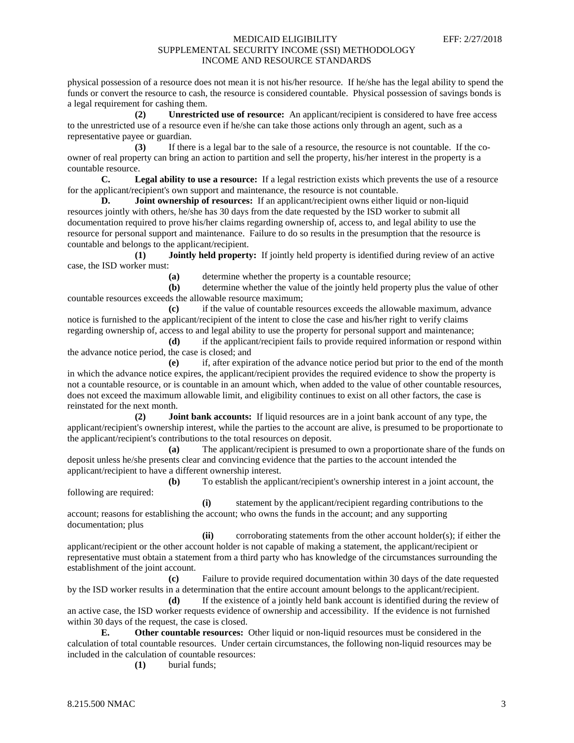physical possession of a resource does not mean it is not his/her resource. If he/she has the legal ability to spend the funds or convert the resource to cash, the resource is considered countable. Physical possession of savings bonds is a legal requirement for cashing them.

**(2) Unrestricted use of resource:** An applicant/recipient is considered to have free access to the unrestricted use of a resource even if he/she can take those actions only through an agent, such as a representative payee or guardian.

**(3)** If there is a legal bar to the sale of a resource, the resource is not countable. If the co-owner of real property can bring an action to partition and sell the property, his/her interest in the property is a countable resource.

**C. Legal ability to use a resource:** If a legal restriction exists which prevents the use of a resource for the applicant/recipient's own support and maintenance, the resource is not countable.

**D. Joint ownership of resources:** If an applicant/recipient owns either liquid or non-liquid resources jointly with others, he/she has 30 days from the date requested by the ISD worker to submit all documentation required to prove his/her claims regarding ownership of, access to, and legal ability to use the resource for personal support and maintenance. Failure to do so results in the presumption that the resource is countable and belongs to the applicant/recipient.

**(1) Jointly held property:** If jointly held property is identified during review of an active case, the ISD worker must:

**(a)** determine whether the property is a countable resource;

**(b)** determine whether the value of the jointly held property plus the value of other countable resources exceeds the allowable resource maximum;

**(c)** if the value of countable resources exceeds the allowable maximum, advance notice is furnished to the applicant/recipient of the intent to close the case and his/her right to verify claims regarding ownership of, access to and legal ability to use the property for personal support and maintenance;

**(d)** if the applicant/recipient fails to provide required information or respond within the advance notice period, the case is closed; and

**(e)** if, after expiration of the advance notice period but prior to the end of the month in which the advance notice expires, the applicant/recipient provides the required evidence to show the property is not a countable resource, or is countable in an amount which, when added to the value of other countable resources, does not exceed the maximum allowable limit, and eligibility continues to exist on all other factors, the case is reinstated for the next month.

**(2) Joint bank accounts:** If liquid resources are in a joint bank account of any type, the applicant/recipient's ownership interest, while the parties to the account are alive, is presumed to be proportionate to the applicant/recipient's contributions to the total resources on deposit.

**(a)** The applicant/recipient is presumed to own a proportionate share of the funds on deposit unless he/she presents clear and convincing evidence that the parties to the account intended the applicant/recipient to have a different ownership interest.

**(b)** To establish the applicant/recipient's ownership interest in a joint account, the following are required:

**(i)** statement by the applicant/recipient regarding contributions to the account; reasons for establishing the account; who owns the funds in the account; and any supporting documentation; plus

**(ii)** corroborating statements from the other account holder(s); if either the applicant/recipient or the other account holder is not capable of making a statement, the applicant/recipient or representative must obtain a statement from a third party who has knowledge of the circumstances surrounding the establishment of the joint account.

**(c)** Failure to provide required documentation within 30 days of the date requested by the ISD worker results in a determination that the entire account amount belongs to the applicant/recipient.

**(d)** If the existence of a jointly held bank account is identified during the review of an active case, the ISD worker requests evidence of ownership and accessibility. If the evidence is not furnished within 30 days of the request, the case is closed.

**E. Other countable resources:** Other liquid or non-liquid resources must be considered in the calculation of total countable resources. Under certain circumstances, the following non-liquid resources may be included in the calculation of countable resources:

**(1)** burial funds;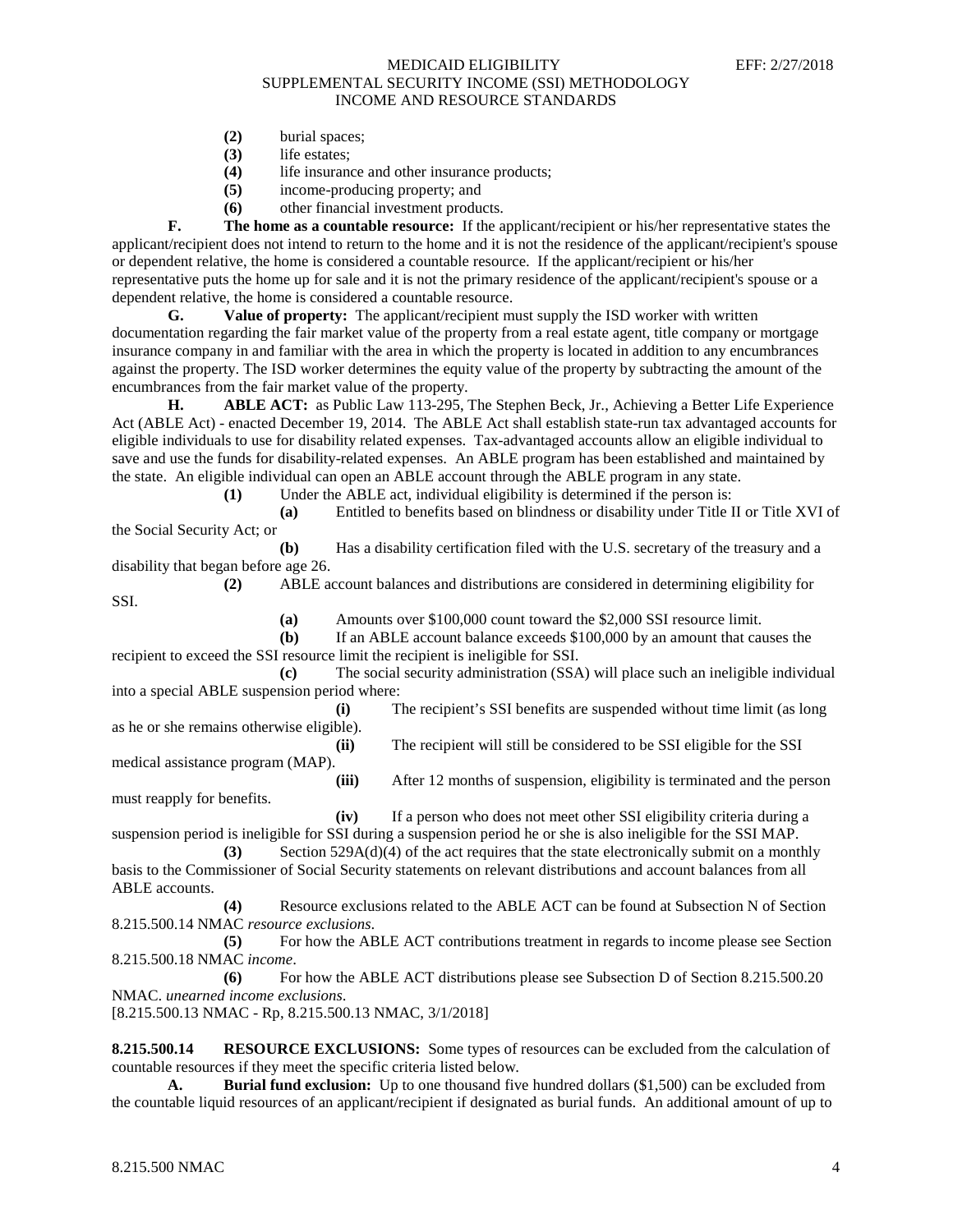**(2)** burial spaces;

**(3)** life estates;

**(4)** life insurance and other insurance products;

**(5)** income-producing property; and

**(6)** other financial investment products.

**F. The home as a countable resource:** If the applicant/recipient or his/her representative states the applicant/recipient does not intend to return to the home and it is not the residence of the applicant/recipient's spouse or dependent relative, the home is considered a countable resource. If the applicant/recipient or his/her representative puts the home up for sale and it is not the primary residence of the applicant/recipient's spouse or a dependent relative, the home is considered a countable resource.

**G. Value of property:** The applicant/recipient must supply the ISD worker with written documentation regarding the fair market value of the property from a real estate agent, title company or mortgage insurance company in and familiar with the area in which the property is located in addition to any encumbrances against the property. The ISD worker determines the equity value of the property by subtracting the amount of the encumbrances from the fair market value of the property.

**H. ABLE ACT:** as Public Law 113-295, The Stephen Beck, Jr., Achieving a Better Life Experience Act (ABLE Act) - enacted December 19, 2014. The ABLE Act shall establish state-run tax advantaged accounts for eligible individuals to use for disability related expenses. Tax-advantaged accounts allow an eligible individual to save and use the funds for disability-related expenses. An ABLE program has been established and maintained by the state. An eligible individual can open an ABLE account through the ABLE program in any state.

**(1)** Under the ABLE act, individual eligibility is determined if the person is:

**(a)** Entitled to benefits based on blindness or disability under Title II or Title XVI of the Social Security Act; or

**(b)** Has a disability certification filed with the U.S. secretary of the treasury and a disability that began before age 26.

**(2)** ABLE account balances and distributions are considered in determining eligibility for SSI.

**(a)** Amounts over $100,000 count toward the $2,000 SSI resource limit.

**(b)** If an ABLE account balance exceeds $100,000 by an amount that causes the recipient to exceed the SSI resource limit the recipient is ineligible for SSI.

**(c)** The social security administration (SSA) will place such an ineligible individual into a special ABLE suspension period where:

**(i)** The recipient's SSI benefits are suspended without time limit (as long as he or she remains otherwise eligible).

**(ii)** The recipient will still be considered to be SSI eligible for the SSI medical assistance program (MAP).

**(iii)** After 12 months of suspension, eligibility is terminated and the person must reapply for benefits.

**(iv)** If a person who does not meet other SSI eligibility criteria during a suspension period is ineligible for SSI during a suspension period he or she is also ineligible for the SSI MAP.

**(3)** Section 529A(d)(4) of the act requires that the state electronically submit on a monthly basis to the Commissioner of Social Security statements on relevant distributions and account balances from all ABLE accounts.

**(4)** Resource exclusions related to the ABLE ACT can be found at Subsection N of Section 8.215.500.14 NMAC *resource exclusions*.

**(5)** For how the ABLE ACT contributions treatment in regards to income please see Section 8.215.500.18 NMAC *income*.

**(6)** For how the ABLE ACT distributions please see Subsection D of Section 8.215.500.20 NMAC. *unearned income exclusions*.

[8.215.500.13 NMAC - Rp, 8.215.500.13 NMAC, 3/1/2018]

**8.215.500.14 RESOURCE EXCLUSIONS:** Some types of resources can be excluded from the calculation of countable resources if they meet the specific criteria listed below.

**A. Burial fund exclusion:** Up to one thousand five hundred dollars ($1,500) can be excluded from the countable liquid resources of an applicant/recipient if designated as burial funds. An additional amount of up to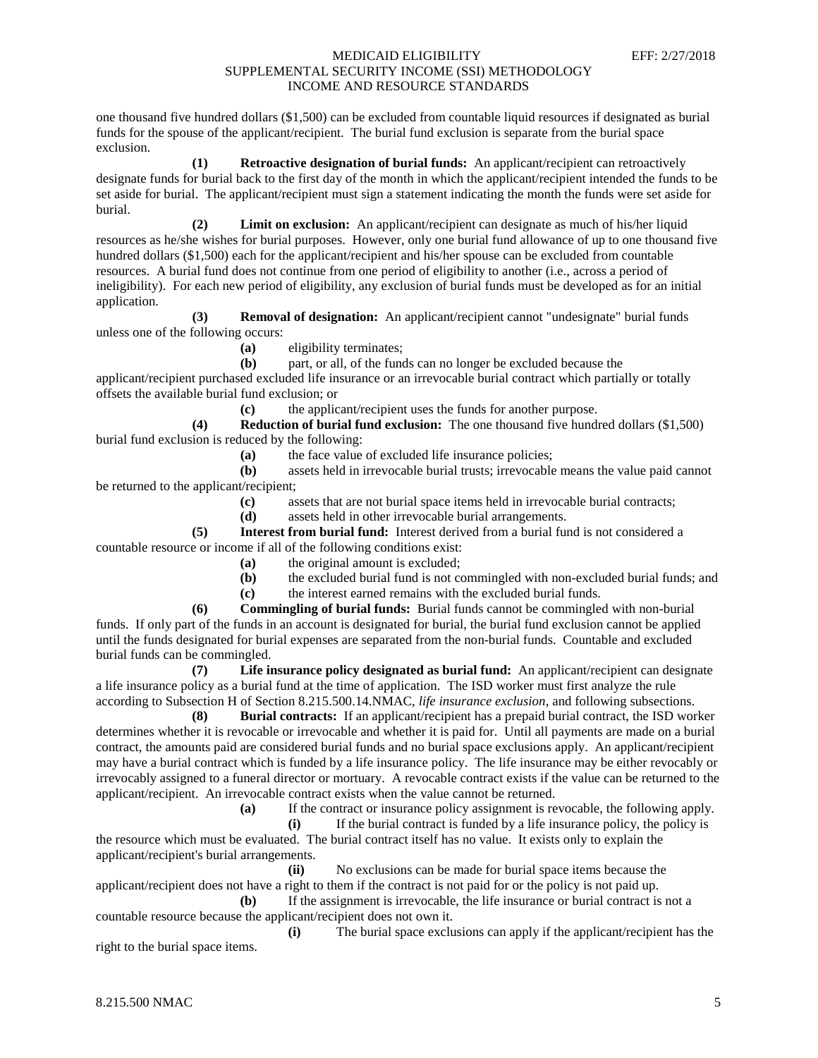one thousand five hundred dollars ($1,500) can be excluded from countable liquid resources if designated as burial funds for the spouse of the applicant/recipient. The burial fund exclusion is separate from the burial space exclusion.

**(1) Retroactive designation of burial funds:** An applicant/recipient can retroactively designate funds for burial back to the first day of the month in which the applicant/recipient intended the funds to be set aside for burial. The applicant/recipient must sign a statement indicating the month the funds were set aside for burial.

**(2) Limit on exclusion:** An applicant/recipient can designate as much of his/her liquid resources as he/she wishes for burial purposes. However, only one burial fund allowance of up to one thousand five hundred dollars ($1,500) each for the applicant/recipient and his/her spouse can be excluded from countable resources. A burial fund does not continue from one period of eligibility to another (i.e., across a period of ineligibility). For each new period of eligibility, any exclusion of burial funds must be developed as for an initial application.

**(3) Removal of designation:** An applicant/recipient cannot "undesignate" burial funds unless one of the following occurs:

**(a)** eligibility terminates;

**(b)** part, or all, of the funds can no longer be excluded because the applicant/recipient purchased excluded life insurance or an irrevocable burial contract which partially or totally offsets the available burial fund exclusion; or

**(c)** the applicant/recipient uses the funds for another purpose.

**(4) Reduction of burial fund exclusion:** The one thousand five hundred dollars ($1,500) burial fund exclusion is reduced by the following:

**(a)** the face value of excluded life insurance policies;

**(b)** assets held in irrevocable burial trusts; irrevocable means the value paid cannot be returned to the applicant/recipient;

**(c)** assets that are not burial space items held in irrevocable burial contracts;

**(d)** assets held in other irrevocable burial arrangements.

**(5) Interest from burial fund:** Interest derived from a burial fund is not considered a countable resource or income if all of the following conditions exist:

**(a)** the original amount is excluded;

**(b)** the excluded burial fund is not commingled with non-excluded burial funds; and

**(c)** the interest earned remains with the excluded burial funds.

**(6) Commingling of burial funds:** Burial funds cannot be commingled with non-burial funds. If only part of the funds in an account is designated for burial, the burial fund exclusion cannot be applied until the funds designated for burial expenses are separated from the non-burial funds. Countable and excluded burial funds can be commingled.

**(7) Life insurance policy designated as burial fund:** An applicant/recipient can designate a life insurance policy as a burial fund at the time of application. The ISD worker must first analyze the rule according to Subsection H of Section 8.215.500.14.NMAC, *life insurance exclusion*, and following subsections.

**(8) Burial contracts:** If an applicant/recipient has a prepaid burial contract, the ISD worker determines whether it is revocable or irrevocable and whether it is paid for. Until all payments are made on a burial contract, the amounts paid are considered burial funds and no burial space exclusions apply. An applicant/recipient may have a burial contract which is funded by a life insurance policy. The life insurance may be either revocably or irrevocably assigned to a funeral director or mortuary. A revocable contract exists if the value can be returned to the applicant/recipient. An irrevocable contract exists when the value cannot be returned.

**(a)** If the contract or insurance policy assignment is revocable, the following apply.

**(i)** If the burial contract is funded by a life insurance policy, the policy is the resource which must be evaluated. The burial contract itself has no value. It exists only to explain the applicant/recipient's burial arrangements.

**(ii)** No exclusions can be made for burial space items because the applicant/recipient does not have a right to them if the contract is not paid for or the policy is not paid up.

**(b)** If the assignment is irrevocable, the life insurance or burial contract is not a countable resource because the applicant/recipient does not own it.

**(i)** The burial space exclusions can apply if the applicant/recipient has the right to the burial space items.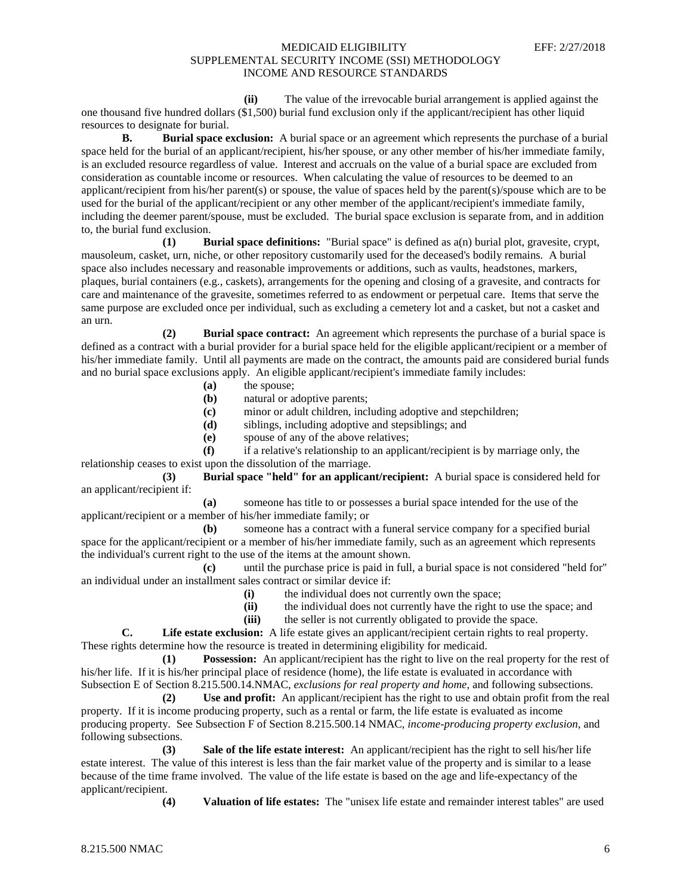**(ii)** The value of the irrevocable burial arrangement is applied against the one thousand five hundred dollars ($1,500) burial fund exclusion only if the applicant/recipient has other liquid resources to designate for burial.

**B. Burial space exclusion:** A burial space or an agreement which represents the purchase of a burial space held for the burial of an applicant/recipient, his/her spouse, or any other member of his/her immediate family, is an excluded resource regardless of value. Interest and accruals on the value of a burial space are excluded from consideration as countable income or resources. When calculating the value of resources to be deemed to an applicant/recipient from his/her parent(s) or spouse, the value of spaces held by the parent(s)/spouse which are to be used for the burial of the applicant/recipient or any other member of the applicant/recipient's immediate family, including the deemer parent/spouse, must be excluded. The burial space exclusion is separate from, and in addition to, the burial fund exclusion.

**(1) Burial space definitions:** "Burial space" is defined as a(n) burial plot, gravesite, crypt, mausoleum, casket, urn, niche, or other repository customarily used for the deceased's bodily remains. A burial space also includes necessary and reasonable improvements or additions, such as vaults, headstones, markers, plaques, burial containers (e.g., caskets), arrangements for the opening and closing of a gravesite, and contracts for care and maintenance of the gravesite, sometimes referred to as endowment or perpetual care. Items that serve the same purpose are excluded once per individual, such as excluding a cemetery lot and a casket, but not a casket and an urn.

**(2) Burial space contract:** An agreement which represents the purchase of a burial space is defined as a contract with a burial provider for a burial space held for the eligible applicant/recipient or a member of his/her immediate family. Until all payments are made on the contract, the amounts paid are considered burial funds and no burial space exclusions apply. An eligible applicant/recipient's immediate family includes:

**(a)** the spouse;

**(b)** natural or adoptive parents;

**(c)** minor or adult children, including adoptive and stepchildren;

**(d)** siblings, including adoptive and stepsiblings; and

**(e)** spouse of any of the above relatives;

**(f)** if a relative's relationship to an applicant/recipient is by marriage only, the relationship ceases to exist upon the dissolution of the marriage.

**(3) Burial space "held" for an applicant/recipient:** A burial space is considered held for an applicant/recipient if:

**(a)** someone has title to or possesses a burial space intended for the use of the applicant/recipient or a member of his/her immediate family; or

**(b)** someone has a contract with a funeral service company for a specified burial space for the applicant/recipient or a member of his/her immediate family, such as an agreement which represents the individual's current right to the use of the items at the amount shown.

**(c)** until the purchase price is paid in full, a burial space is not considered "held for" an individual under an installment sales contract or similar device if:

**(i)** the individual does not currently own the space;

**(ii)** the individual does not currently have the right to use the space; and

**(iii)** the seller is not currently obligated to provide the space.

**C. Life estate exclusion:** A life estate gives an applicant/recipient certain rights to real property. These rights determine how the resource is treated in determining eligibility for medicaid.

**(1) Possession:** An applicant/recipient has the right to live on the real property for the rest of his/her life. If it is his/her principal place of residence (home), the life estate is evaluated in accordance with Subsection E of Section 8.215.500.14.NMAC, *exclusions for real property and home,* and following subsections.

**(2) Use and profit:** An applicant/recipient has the right to use and obtain profit from the real property. If it is income producing property, such as a rental or farm, the life estate is evaluated as income producing property. See Subsection F of Section 8.215.500.14 NMAC, *income-producing property exclusion*, and following subsections.

**(3) Sale of the life estate interest:** An applicant/recipient has the right to sell his/her life estate interest. The value of this interest is less than the fair market value of the property and is similar to a lease because of the time frame involved. The value of the life estate is based on the age and life-expectancy of the applicant/recipient.

**(4) Valuation of life estates:** The "unisex life estate and remainder interest tables" are used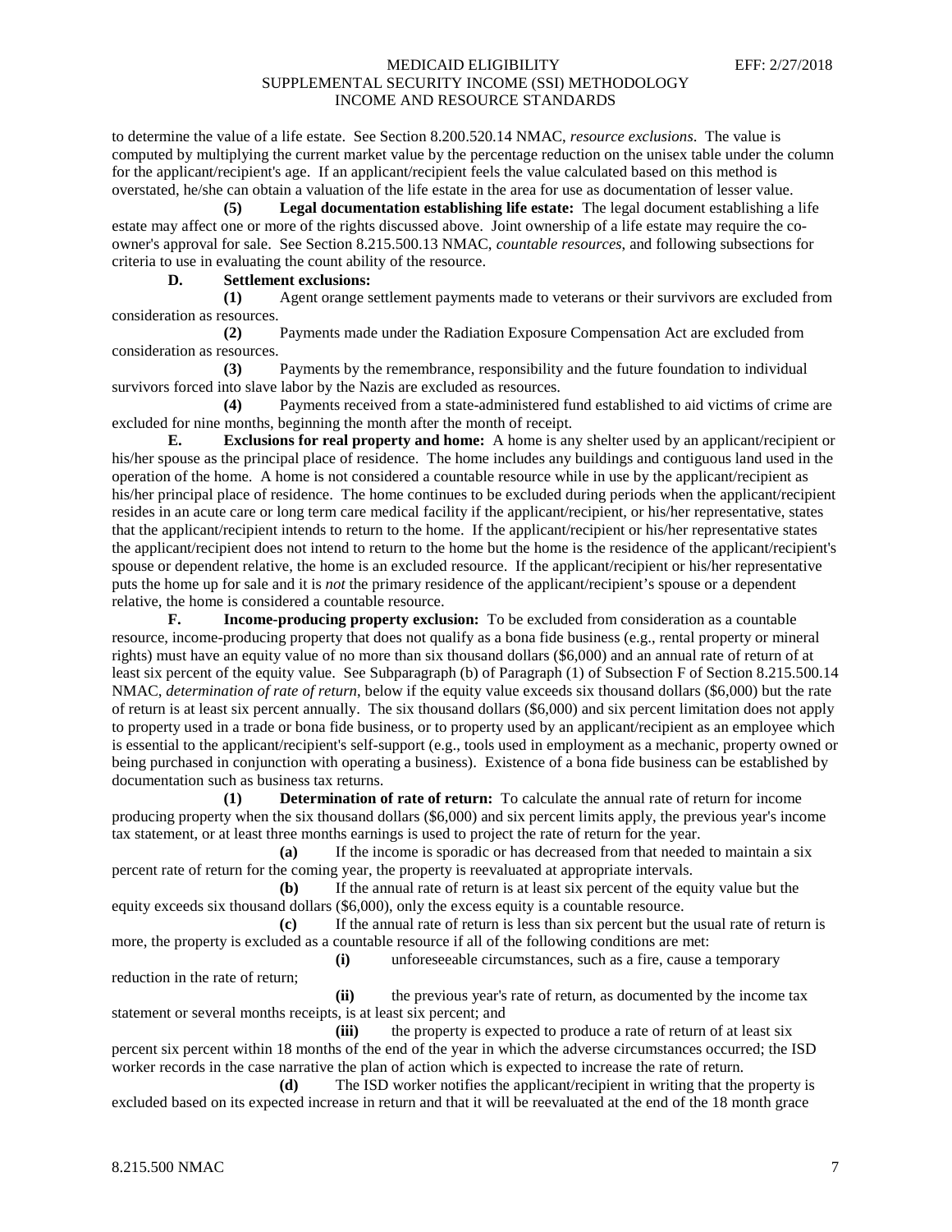to determine the value of a life estate. See Section 8.200.520.14 NMAC, *resource exclusions*. The value is computed by multiplying the current market value by the percentage reduction on the unisex table under the column for the applicant/recipient's age. If an applicant/recipient feels the value calculated based on this method is overstated, he/she can obtain a valuation of the life estate in the area for use as documentation of lesser value.

**(5) Legal documentation establishing life estate:** The legal document establishing a life estate may affect one or more of the rights discussed above. Joint ownership of a life estate may require the co-owner's approval for sale. See Section 8.215.500.13 NMAC, *countable resources*, and following subsections for criteria to use in evaluating the count ability of the resource.

**D. Settlement exclusions:**

**(1)** Agent orange settlement payments made to veterans or their survivors are excluded from consideration as resources.

**(2)** Payments made under the Radiation Exposure Compensation Act are excluded from consideration as resources.

**(3)** Payments by the remembrance, responsibility and the future foundation to individual survivors forced into slave labor by the Nazis are excluded as resources.

**(4)** Payments received from a state-administered fund established to aid victims of crime are excluded for nine months, beginning the month after the month of receipt.

**E. Exclusions for real property and home:** A home is any shelter used by an applicant/recipient or his/her spouse as the principal place of residence. The home includes any buildings and contiguous land used in the operation of the home. A home is not considered a countable resource while in use by the applicant/recipient as his/her principal place of residence. The home continues to be excluded during periods when the applicant/recipient resides in an acute care or long term care medical facility if the applicant/recipient, or his/her representative, states that the applicant/recipient intends to return to the home. If the applicant/recipient or his/her representative states the applicant/recipient does not intend to return to the home but the home is the residence of the applicant/recipient's spouse or dependent relative, the home is an excluded resource. If the applicant/recipient or his/her representative puts the home up for sale and it is *not* the primary residence of the applicant/recipient's spouse or a dependent relative, the home is considered a countable resource.

**F. Income-producing property exclusion:** To be excluded from consideration as a countable resource, income-producing property that does not qualify as a bona fide business (e.g., rental property or mineral rights) must have an equity value of no more than six thousand dollars ($6,000) and an annual rate of return of at least six percent of the equity value. See Subparagraph (b) of Paragraph (1) of Subsection F of Section 8.215.500.14 NMAC, *determination of rate of return*, below if the equity value exceeds six thousand dollars ($6,000) but the rate of return is at least six percent annually. The six thousand dollars ($6,000) and six percent limitation does not apply to property used in a trade or bona fide business, or to property used by an applicant/recipient as an employee which is essential to the applicant/recipient's self-support (e.g., tools used in employment as a mechanic, property owned or being purchased in conjunction with operating a business). Existence of a bona fide business can be established by documentation such as business tax returns.

**(1) Determination of rate of return:** To calculate the annual rate of return for income producing property when the six thousand dollars ($6,000) and six percent limits apply, the previous year's income tax statement, or at least three months earnings is used to project the rate of return for the year.

**(a)** If the income is sporadic or has decreased from that needed to maintain a six percent rate of return for the coming year, the property is reevaluated at appropriate intervals.

**(b)** If the annual rate of return is at least six percent of the equity value but the equity exceeds six thousand dollars ($6,000), only the excess equity is a countable resource.

**(c)** If the annual rate of return is less than six percent but the usual rate of return is more, the property is excluded as a countable resource if all of the following conditions are met:

**(i)** unforeseeable circumstances, such as a fire, cause a temporary reduction in the rate of return;

**(ii)** the previous year's rate of return, as documented by the income tax statement or several months receipts, is at least six percent; and

**(iii)** the property is expected to produce a rate of return of at least six percent six percent within 18 months of the end of the year in which the adverse circumstances occurred; the ISD worker records in the case narrative the plan of action which is expected to increase the rate of return.

**(d)** The ISD worker notifies the applicant/recipient in writing that the property is excluded based on its expected increase in return and that it will be reevaluated at the end of the 18 month grace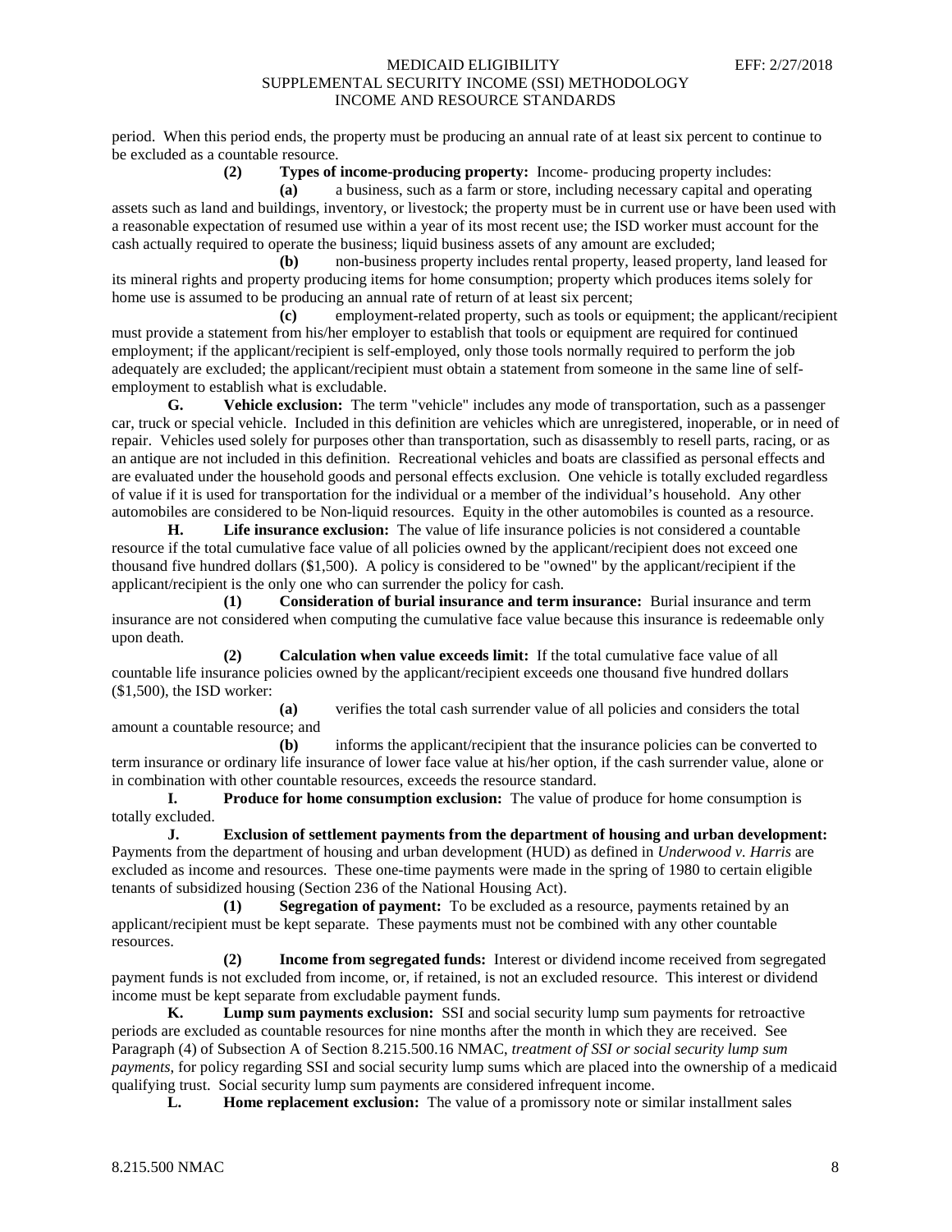period. When this period ends, the property must be producing an annual rate of at least six percent to continue to be excluded as a countable resource.

**(2) Types of income-producing property:** Income- producing property includes:

**(a)** a business, such as a farm or store, including necessary capital and operating assets such as land and buildings, inventory, or livestock; the property must be in current use or have been used with a reasonable expectation of resumed use within a year of its most recent use; the ISD worker must account for the cash actually required to operate the business; liquid business assets of any amount are excluded;

**(b)** non-business property includes rental property, leased property, land leased for its mineral rights and property producing items for home consumption; property which produces items solely for home use is assumed to be producing an annual rate of return of at least six percent;

**(c)** employment-related property, such as tools or equipment; the applicant/recipient must provide a statement from his/her employer to establish that tools or equipment are required for continued employment; if the applicant/recipient is self-employed, only those tools normally required to perform the job adequately are excluded; the applicant/recipient must obtain a statement from someone in the same line of self-employment to establish what is excludable.

**G. Vehicle exclusion:** The term "vehicle" includes any mode of transportation, such as a passenger car, truck or special vehicle. Included in this definition are vehicles which are unregistered, inoperable, or in need of repair. Vehicles used solely for purposes other than transportation, such as disassembly to resell parts, racing, or as an antique are not included in this definition. Recreational vehicles and boats are classified as personal effects and are evaluated under the household goods and personal effects exclusion. One vehicle is totally excluded regardless of value if it is used for transportation for the individual or a member of the individual's household. Any other automobiles are considered to be Non-liquid resources. Equity in the other automobiles is counted as a resource.

**H. Life insurance exclusion:** The value of life insurance policies is not considered a countable resource if the total cumulative face value of all policies owned by the applicant/recipient does not exceed one thousand five hundred dollars ($1,500). A policy is considered to be "owned" by the applicant/recipient if the applicant/recipient is the only one who can surrender the policy for cash.

**(1) Consideration of burial insurance and term insurance:** Burial insurance and term insurance are not considered when computing the cumulative face value because this insurance is redeemable only upon death.

**(2) Calculation when value exceeds limit:** If the total cumulative face value of all countable life insurance policies owned by the applicant/recipient exceeds one thousand five hundred dollars ($1,500), the ISD worker:

**(a)** verifies the total cash surrender value of all policies and considers the total amount a countable resource; and

**(b)** informs the applicant/recipient that the insurance policies can be converted to term insurance or ordinary life insurance of lower face value at his/her option, if the cash surrender value, alone or in combination with other countable resources, exceeds the resource standard.

**I. Produce for home consumption exclusion:** The value of produce for home consumption is totally excluded.

**J. Exclusion of settlement payments from the department of housing and urban development:** Payments from the department of housing and urban development (HUD) as defined in *Underwood v. Harris* are excluded as income and resources. These one-time payments were made in the spring of 1980 to certain eligible tenants of subsidized housing (Section 236 of the National Housing Act).

**(1) Segregation of payment:** To be excluded as a resource, payments retained by an applicant/recipient must be kept separate. These payments must not be combined with any other countable resources.

**(2) Income from segregated funds:** Interest or dividend income received from segregated payment funds is not excluded from income, or, if retained, is not an excluded resource. This interest or dividend income must be kept separate from excludable payment funds.

**K. Lump sum payments exclusion:** SSI and social security lump sum payments for retroactive periods are excluded as countable resources for nine months after the month in which they are received. See Paragraph (4) of Subsection A of Section 8.215.500.16 NMAC, *treatment of SSI or social security lump sum payments*, for policy regarding SSI and social security lump sums which are placed into the ownership of a medicaid qualifying trust. Social security lump sum payments are considered infrequent income.

**L. Home replacement exclusion:** The value of a promissory note or similar installment sales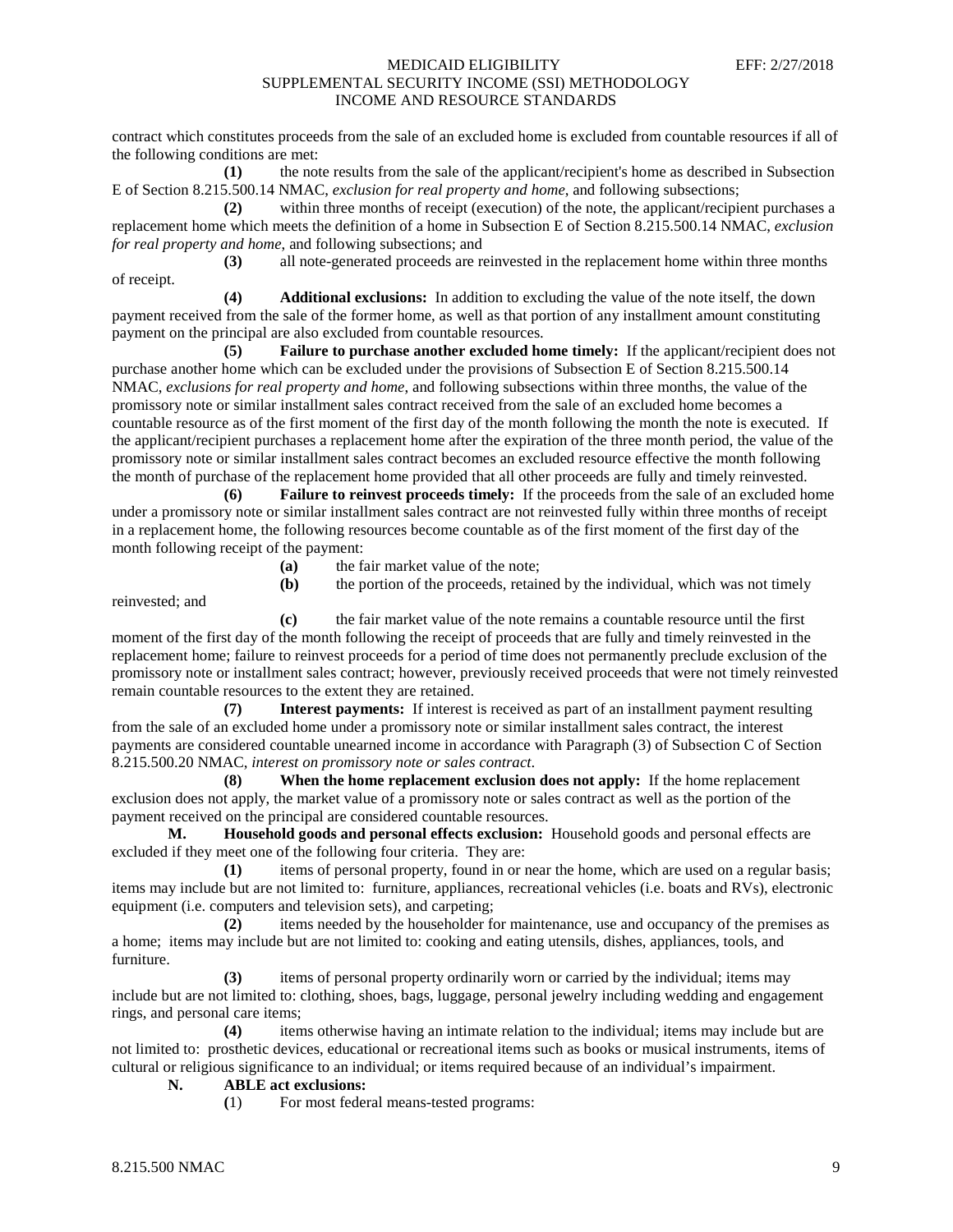contract which constitutes proceeds from the sale of an excluded home is excluded from countable resources if all of the following conditions are met:

**(1)** the note results from the sale of the applicant/recipient's home as described in Subsection E of Section 8.215.500.14 NMAC, *exclusion for real property and home*, and following subsections;

**(2)** within three months of receipt (execution) of the note, the applicant/recipient purchases a replacement home which meets the definition of a home in Subsection E of Section 8.215.500.14 NMAC, *exclusion for real property and home*, and following subsections; and

**(3)** all note-generated proceeds are reinvested in the replacement home within three months of receipt.

**(4) Additional exclusions:** In addition to excluding the value of the note itself, the down payment received from the sale of the former home, as well as that portion of any installment amount constituting payment on the principal are also excluded from countable resources.

**(5) Failure to purchase another excluded home timely:** If the applicant/recipient does not purchase another home which can be excluded under the provisions of Subsection E of Section 8.215.500.14 NMAC, *exclusions for real property and home,* and following subsections within three months, the value of the promissory note or similar installment sales contract received from the sale of an excluded home becomes a countable resource as of the first moment of the first day of the month following the month the note is executed. If the applicant/recipient purchases a replacement home after the expiration of the three month period, the value of the promissory note or similar installment sales contract becomes an excluded resource effective the month following the month of purchase of the replacement home provided that all other proceeds are fully and timely reinvested.

**(6) Failure to reinvest proceeds timely:** If the proceeds from the sale of an excluded home under a promissory note or similar installment sales contract are not reinvested fully within three months of receipt in a replacement home, the following resources become countable as of the first moment of the first day of the month following receipt of the payment:

**(a)** the fair market value of the note;

**(b)** the portion of the proceeds, retained by the individual, which was not timely reinvested; and

**(c)** the fair market value of the note remains a countable resource until the first moment of the first day of the month following the receipt of proceeds that are fully and timely reinvested in the replacement home; failure to reinvest proceeds for a period of time does not permanently preclude exclusion of the promissory note or installment sales contract; however, previously received proceeds that were not timely reinvested remain countable resources to the extent they are retained.

**(7) Interest payments:** If interest is received as part of an installment payment resulting from the sale of an excluded home under a promissory note or similar installment sales contract, the interest payments are considered countable unearned income in accordance with Paragraph (3) of Subsection C of Section 8.215.500.20 NMAC, *interest on promissory note or sales contract*.

**(8) When the home replacement exclusion does not apply:** If the home replacement exclusion does not apply, the market value of a promissory note or sales contract as well as the portion of the payment received on the principal are considered countable resources.

**M. Household goods and personal effects exclusion:** Household goods and personal effects are excluded if they meet one of the following four criteria. They are:

**(1)** items of personal property, found in or near the home, which are used on a regular basis; items may include but are not limited to: furniture, appliances, recreational vehicles (i.e. boats and RVs), electronic equipment (i.e. computers and television sets), and carpeting;

**(2)** items needed by the householder for maintenance, use and occupancy of the premises as a home; items may include but are not limited to: cooking and eating utensils, dishes, appliances, tools, and furniture.

**(3)** items of personal property ordinarily worn or carried by the individual; items may include but are not limited to: clothing, shoes, bags, luggage, personal jewelry including wedding and engagement rings, and personal care items;

**(4)** items otherwise having an intimate relation to the individual; items may include but are not limited to: prosthetic devices, educational or recreational items such as books or musical instruments, items of cultural or religious significance to an individual; or items required because of an individual's impairment.

**N. ABLE act exclusions:**

**(**1) For most federal means-tested programs: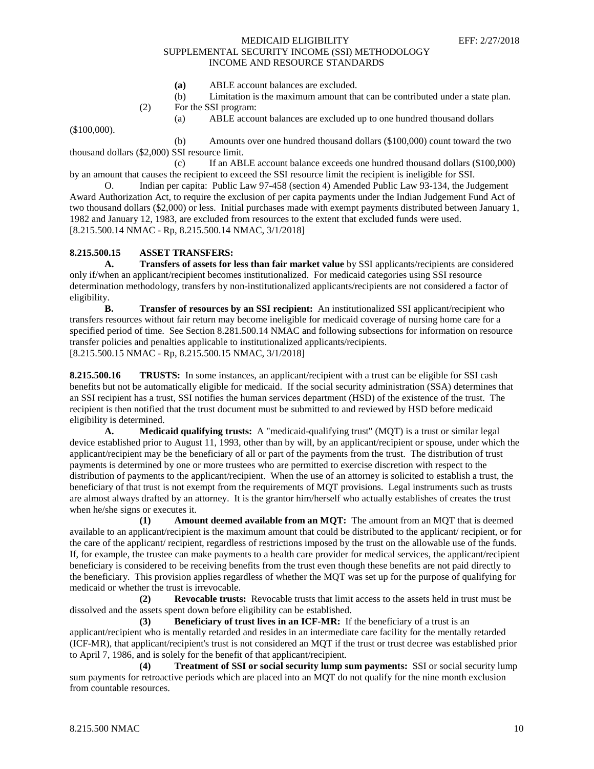(a) ABLE account balances are excluded.

(b) Limitation is the maximum amount that can be contributed under a state plan.

(2) For the SSI program:

(a) ABLE account balances are excluded up to one hundred thousand dollars ($100,000).

(b) Amounts over one hundred thousand dollars ($100,000) count toward the two thousand dollars ($2,000) SSI resource limit.

(c) If an ABLE account balance exceeds one hundred thousand dollars ($100,000) by an amount that causes the recipient to exceed the SSI resource limit the recipient is ineligible for SSI.

O. Indian per capita: Public Law 97-458 (section 4) Amended Public Law 93-134, the Judgement Award Authorization Act, to require the exclusion of per capita payments under the Indian Judgement Fund Act of two thousand dollars ($2,000) or less. Initial purchases made with exempt payments distributed between January 1, 1982 and January 12, 1983, are excluded from resources to the extent that excluded funds were used.
[8.215.500.14 NMAC - Rp, 8.215.500.14 NMAC, 3/1/2018]

**8.215.500.15 ASSET TRANSFERS:**

**A. Transfers of assets for less than fair market value** by SSI applicants/recipients are considered only if/when an applicant/recipient becomes institutionalized. For medicaid categories using SSI resource determination methodology, transfers by non-institutionalized applicants/recipients are not considered a factor of eligibility.

**B. Transfer of resources by an SSI recipient:** An institutionalized SSI applicant/recipient who transfers resources without fair return may become ineligible for medicaid coverage of nursing home care for a specified period of time. See Section 8.281.500.14 NMAC and following subsections for information on resource transfer policies and penalties applicable to institutionalized applicants/recipients.
[8.215.500.15 NMAC - Rp, 8.215.500.15 NMAC, 3/1/2018]

**8.215.500.16 TRUSTS:** In some instances, an applicant/recipient with a trust can be eligible for SSI cash benefits but not be automatically eligible for medicaid. If the social security administration (SSA) determines that an SSI recipient has a trust, SSI notifies the human services department (HSD) of the existence of the trust. The recipient is then notified that the trust document must be submitted to and reviewed by HSD before medicaid eligibility is determined.

**A. Medicaid qualifying trusts:** A "medicaid-qualifying trust" (MQT) is a trust or similar legal device established prior to August 11, 1993, other than by will, by an applicant/recipient or spouse, under which the applicant/recipient may be the beneficiary of all or part of the payments from the trust. The distribution of trust payments is determined by one or more trustees who are permitted to exercise discretion with respect to the distribution of payments to the applicant/recipient. When the use of an attorney is solicited to establish a trust, the beneficiary of that trust is not exempt from the requirements of MQT provisions. Legal instruments such as trusts are almost always drafted by an attorney. It is the grantor him/herself who actually establishes of creates the trust when he/she signs or executes it.

**(1) Amount deemed available from an MQT:** The amount from an MQT that is deemed available to an applicant/recipient is the maximum amount that could be distributed to the applicant/ recipient, or for the care of the applicant/ recipient, regardless of restrictions imposed by the trust on the allowable use of the funds. If, for example, the trustee can make payments to a health care provider for medical services, the applicant/recipient beneficiary is considered to be receiving benefits from the trust even though these benefits are not paid directly to the beneficiary. This provision applies regardless of whether the MQT was set up for the purpose of qualifying for medicaid or whether the trust is irrevocable.

**(2) Revocable trusts:** Revocable trusts that limit access to the assets held in trust must be dissolved and the assets spent down before eligibility can be established.

**(3) Beneficiary of trust lives in an ICF-MR:** If the beneficiary of a trust is an applicant/recipient who is mentally retarded and resides in an intermediate care facility for the mentally retarded (ICF-MR), that applicant/recipient's trust is not considered an MQT if the trust or trust decree was established prior to April 7, 1986, and is solely for the benefit of that applicant/recipient.

**(4) Treatment of SSI or social security lump sum payments:** SSI or social security lump sum payments for retroactive periods which are placed into an MQT do not qualify for the nine month exclusion from countable resources.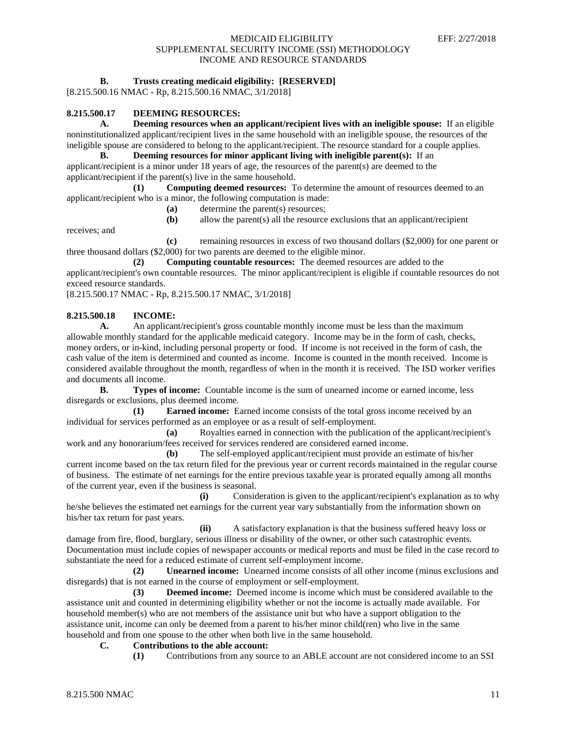**B. Trusts creating medicaid eligibility: [RESERVED]**
[8.215.500.16 NMAC - Rp, 8.215.500.16 NMAC, 3/1/2018]

**8.215.500.17 DEEMING RESOURCES:**

**A. Deeming resources when an applicant/recipient lives with an ineligible spouse:** If an eligible noninstitutionalized applicant/recipient lives in the same household with an ineligible spouse, the resources of the ineligible spouse are considered to belong to the applicant/recipient. The resource standard for a couple applies.

**B. Deeming resources for minor applicant living with ineligible parent(s):** If an applicant/recipient is a minor under 18 years of age, the resources of the parent(s) are deemed to the applicant/recipient if the parent(s) live in the same household.

**(1) Computing deemed resources:** To determine the amount of resources deemed to an applicant/recipient who is a minor, the following computation is made:

**(a)** determine the parent(s) resources;

**(b)** allow the parent(s) all the resource exclusions that an applicant/recipient receives; and

**(c)** remaining resources in excess of two thousand dollars ($2,000) for one parent or three thousand dollars ($2,000) for two parents are deemed to the eligible minor.

**(2) Computing countable resources:** The deemed resources are added to the applicant/recipient's own countable resources. The minor applicant/recipient is eligible if countable resources do not exceed resource standards.

[8.215.500.17 NMAC - Rp, 8.215.500.17 NMAC, 3/1/2018]

**8.215.500.18 INCOME:**

**A.** An applicant/recipient's gross countable monthly income must be less than the maximum allowable monthly standard for the applicable medicaid category. Income may be in the form of cash, checks, money orders, or in-kind, including personal property or food. If income is not received in the form of cash, the cash value of the item is determined and counted as income. Income is counted in the month received. Income is considered available throughout the month, regardless of when in the month it is received. The ISD worker verifies and documents all income.

**B. Types of income:** Countable income is the sum of unearned income or earned income, less disregards or exclusions, plus deemed income.

**(1) Earned income:** Earned income consists of the total gross income received by an individual for services performed as an employee or as a result of self-employment.

**(a)** Royalties earned in connection with the publication of the applicant/recipient's work and any honorarium/fees received for services rendered are considered earned income.

**(b)** The self-employed applicant/recipient must provide an estimate of his/her current income based on the tax return filed for the previous year or current records maintained in the regular course of business. The estimate of net earnings for the entire previous taxable year is prorated equally among all months of the current year, even if the business is seasonal.

**(i)** Consideration is given to the applicant/recipient's explanation as to why he/she believes the estimated net earnings for the current year vary substantially from the information shown on his/her tax return for past years.

**(ii)** A satisfactory explanation is that the business suffered heavy loss or damage from fire, flood, burglary, serious illness or disability of the owner, or other such catastrophic events. Documentation must include copies of newspaper accounts or medical reports and must be filed in the case record to substantiate the need for a reduced estimate of current self-employment income.

**(2) Unearned income:** Unearned income consists of all other income (minus exclusions and disregards) that is not earned in the course of employment or self-employment.

**(3) Deemed income:** Deemed income is income which must be considered available to the assistance unit and counted in determining eligibility whether or not the income is actually made available. For household member(s) who are not members of the assistance unit but who have a support obligation to the assistance unit, income can only be deemed from a parent to his/her minor child(ren) who live in the same household and from one spouse to the other when both live in the same household.

**C. Contributions to the able account:**

**(1)** Contributions from any source to an ABLE account are not considered income to an SSI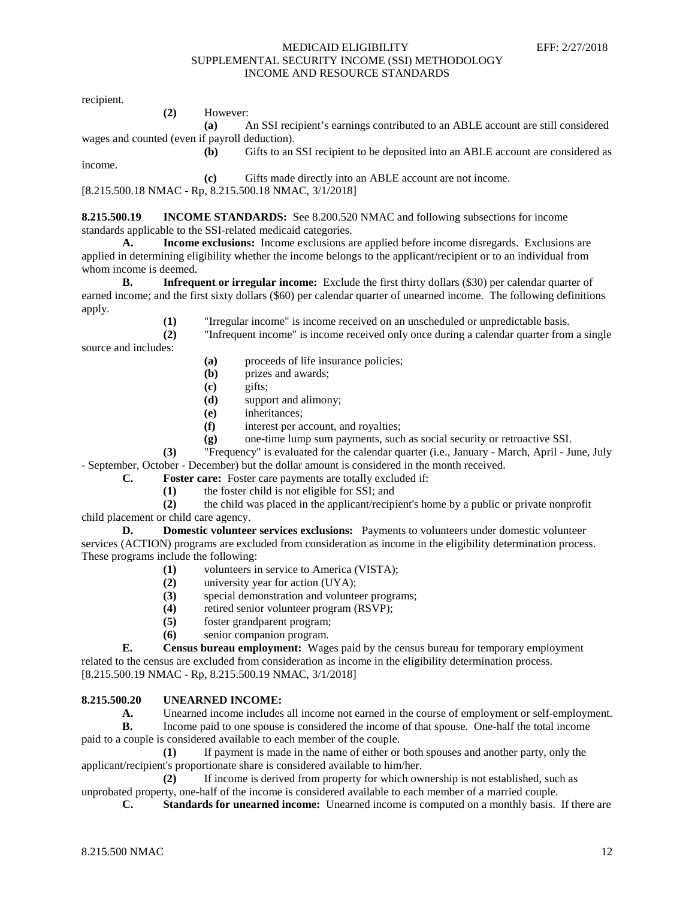recipient.

**(2)** However:

**(a)** An SSI recipient's earnings contributed to an ABLE account are still considered wages and counted (even if payroll deduction).

**(b)** Gifts to an SSI recipient to be deposited into an ABLE account are considered as income.

**(c)** Gifts made directly into an ABLE account are not income.

[8.215.500.18 NMAC - Rp, 8.215.500.18 NMAC, 3/1/2018]

**8.215.500.19 INCOME STANDARDS:** See 8.200.520 NMAC and following subsections for income standards applicable to the SSI-related medicaid categories.

**A. Income exclusions:** Income exclusions are applied before income disregards. Exclusions are applied in determining eligibility whether the income belongs to the applicant/recipient or to an individual from whom income is deemed.

**B. Infrequent or irregular income:** Exclude the first thirty dollars ($30) per calendar quarter of earned income; and the first sixty dollars ($60) per calendar quarter of unearned income. The following definitions apply.

**(1)** "Irregular income" is income received on an unscheduled or unpredictable basis.

**(2)** "Infrequent income" is income received only once during a calendar quarter from a single source and includes:

**(a)** proceeds of life insurance policies;

**(b)** prizes and awards;

**(c)** gifts;

**(d)** support and alimony;

**(e)** inheritances;

**(f)** interest per account, and royalties;

**(g)** one-time lump sum payments, such as social security or retroactive SSI.

**(3)** "Frequency" is evaluated for the calendar quarter (i.e., January - March, April - June, July - September, October - December) but the dollar amount is considered in the month received.

**C. Foster care:** Foster care payments are totally excluded if:

**(1)** the foster child is not eligible for SSI; and

**(2)** the child was placed in the applicant/recipient's home by a public or private nonprofit child placement or child care agency.

**D. Domestic volunteer services exclusions:** Payments to volunteers under domestic volunteer services (ACTION) programs are excluded from consideration as income in the eligibility determination process. These programs include the following:

**(1)** volunteers in service to America (VISTA);

**(2)** university year for action (UYA);

**(3)** special demonstration and volunteer programs;

**(4)** retired senior volunteer program (RSVP);

**(5)** foster grandparent program;

**(6)** senior companion program.

**E. Census bureau employment:** Wages paid by the census bureau for temporary employment related to the census are excluded from consideration as income in the eligibility determination process.

[8.215.500.19 NMAC - Rp, 8.215.500.19 NMAC, 3/1/2018]

**8.215.500.20 UNEARNED INCOME:**

**A.** Unearned income includes all income not earned in the course of employment or self-employment.

**B.** Income paid to one spouse is considered the income of that spouse. One-half the total income paid to a couple is considered available to each member of the couple.

**(1)** If payment is made in the name of either or both spouses and another party, only the applicant/recipient's proportionate share is considered available to him/her.

**(2)** If income is derived from property for which ownership is not established, such as unprobated property, one-half of the income is considered available to each member of a married couple.

**C. Standards for unearned income:** Unearned income is computed on a monthly basis. If there are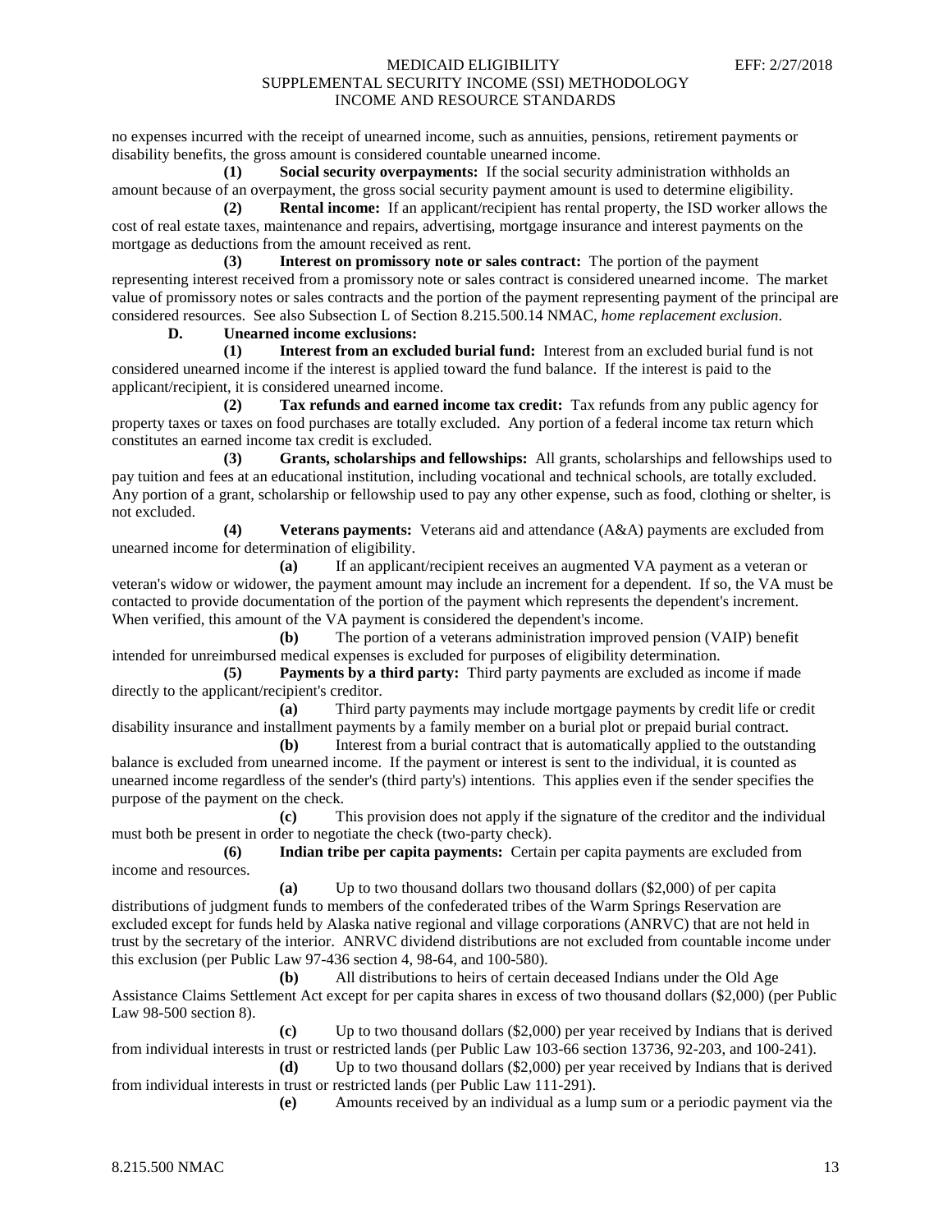no expenses incurred with the receipt of unearned income, such as annuities, pensions, retirement payments or disability benefits, the gross amount is considered countable unearned income.

**(1) Social security overpayments:** If the social security administration withholds an amount because of an overpayment, the gross social security payment amount is used to determine eligibility.

**(2) Rental income:** If an applicant/recipient has rental property, the ISD worker allows the cost of real estate taxes, maintenance and repairs, advertising, mortgage insurance and interest payments on the mortgage as deductions from the amount received as rent.

**(3) Interest on promissory note or sales contract:** The portion of the payment representing interest received from a promissory note or sales contract is considered unearned income. The market value of promissory notes or sales contracts and the portion of the payment representing payment of the principal are considered resources. See also Subsection L of Section 8.215.500.14 NMAC, *home replacement exclusion*.

**D. Unearned income exclusions:**

**(1) Interest from an excluded burial fund:** Interest from an excluded burial fund is not considered unearned income if the interest is applied toward the fund balance. If the interest is paid to the applicant/recipient, it is considered unearned income.

**(2) Tax refunds and earned income tax credit:** Tax refunds from any public agency for property taxes or taxes on food purchases are totally excluded. Any portion of a federal income tax return which constitutes an earned income tax credit is excluded.

**(3) Grants, scholarships and fellowships:** All grants, scholarships and fellowships used to pay tuition and fees at an educational institution, including vocational and technical schools, are totally excluded. Any portion of a grant, scholarship or fellowship used to pay any other expense, such as food, clothing or shelter, is not excluded.

**(4) Veterans payments:** Veterans aid and attendance (A&A) payments are excluded from unearned income for determination of eligibility.

**(a)** If an applicant/recipient receives an augmented VA payment as a veteran or veteran's widow or widower, the payment amount may include an increment for a dependent. If so, the VA must be contacted to provide documentation of the portion of the payment which represents the dependent's increment. When verified, this amount of the VA payment is considered the dependent's income.

**(b)** The portion of a veterans administration improved pension (VAIP) benefit intended for unreimbursed medical expenses is excluded for purposes of eligibility determination.

**(5) Payments by a third party:** Third party payments are excluded as income if made directly to the applicant/recipient's creditor.

**(a)** Third party payments may include mortgage payments by credit life or credit disability insurance and installment payments by a family member on a burial plot or prepaid burial contract.

**(b)** Interest from a burial contract that is automatically applied to the outstanding balance is excluded from unearned income. If the payment or interest is sent to the individual, it is counted as unearned income regardless of the sender's (third party's) intentions. This applies even if the sender specifies the purpose of the payment on the check.

**(c)** This provision does not apply if the signature of the creditor and the individual must both be present in order to negotiate the check (two-party check).

**(6) Indian tribe per capita payments:** Certain per capita payments are excluded from income and resources.

**(a)** Up to two thousand dollars two thousand dollars ($2,000) of per capita distributions of judgment funds to members of the confederated tribes of the Warm Springs Reservation are excluded except for funds held by Alaska native regional and village corporations (ANRVC) that are not held in trust by the secretary of the interior. ANRVC dividend distributions are not excluded from countable income under this exclusion (per Public Law 97-436 section 4, 98-64, and 100-580).

**(b)** All distributions to heirs of certain deceased Indians under the Old Age Assistance Claims Settlement Act except for per capita shares in excess of two thousand dollars ($2,000) (per Public Law 98-500 section 8).

**(c)** Up to two thousand dollars ($2,000) per year received by Indians that is derived from individual interests in trust or restricted lands (per Public Law 103-66 section 13736, 92-203, and 100-241).

**(d)** Up to two thousand dollars ($2,000) per year received by Indians that is derived from individual interests in trust or restricted lands (per Public Law 111-291).

**(e)** Amounts received by an individual as a lump sum or a periodic payment via the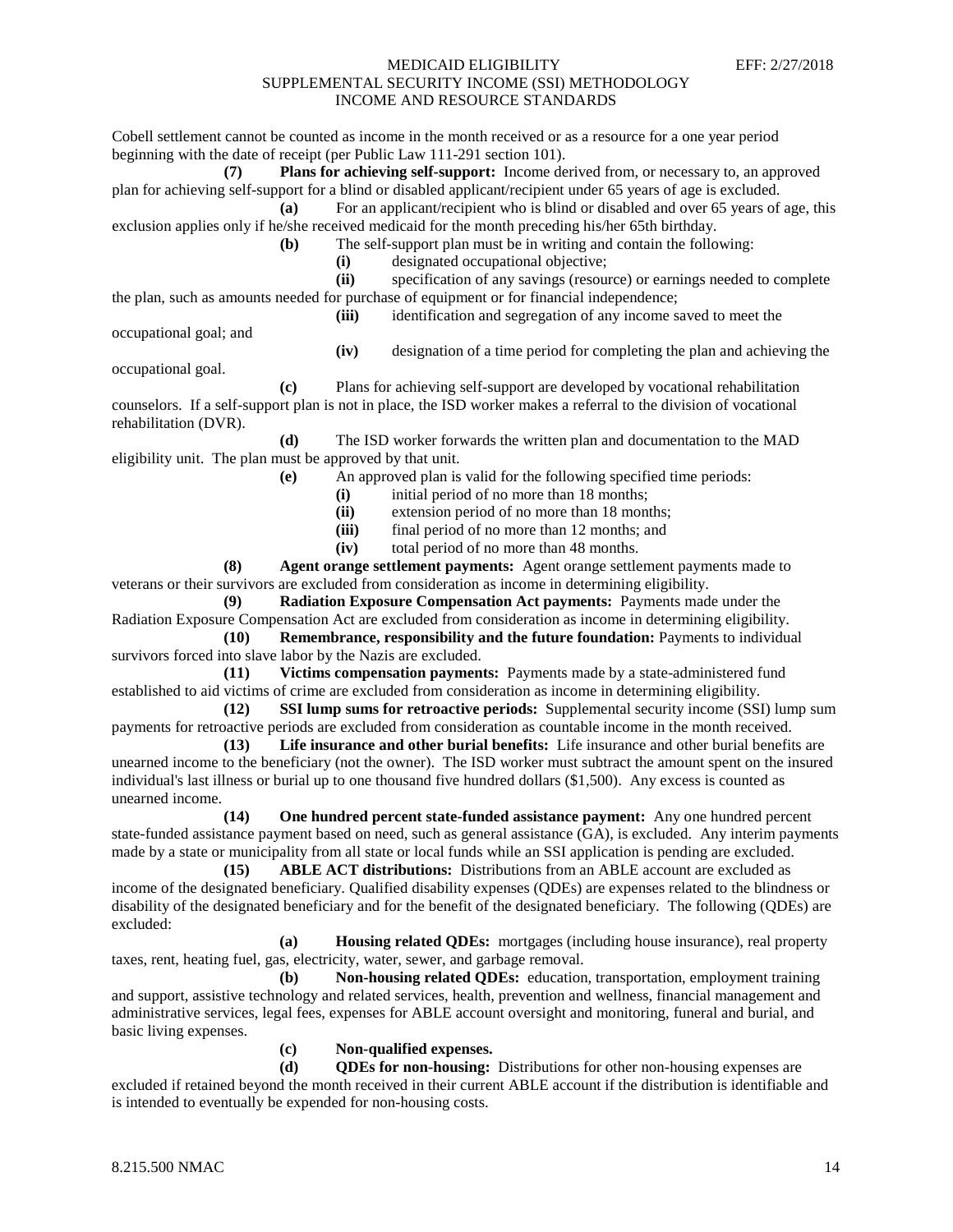Cobell settlement cannot be counted as income in the month received or as a resource for a one year period beginning with the date of receipt (per Public Law 111-291 section 101).

**(7) Plans for achieving self-support:** Income derived from, or necessary to, an approved plan for achieving self-support for a blind or disabled applicant/recipient under 65 years of age is excluded.

**(a)** For an applicant/recipient who is blind or disabled and over 65 years of age, this exclusion applies only if he/she received medicaid for the month preceding his/her 65th birthday.

**(b)** The self-support plan must be in writing and contain the following:

**(i)** designated occupational objective;

**(ii)** specification of any savings (resource) or earnings needed to complete the plan, such as amounts needed for purchase of equipment or for financial independence;

**(iii)** identification and segregation of any income saved to meet the occupational goal; and

**(iv)** designation of a time period for completing the plan and achieving the occupational goal.

**(c)** Plans for achieving self-support are developed by vocational rehabilitation counselors. If a self-support plan is not in place, the ISD worker makes a referral to the division of vocational rehabilitation (DVR).

**(d)** The ISD worker forwards the written plan and documentation to the MAD eligibility unit. The plan must be approved by that unit.

**(e)** An approved plan is valid for the following specified time periods:

**(i)** initial period of no more than 18 months;

**(ii)** extension period of no more than 18 months;

**(iii)** final period of no more than 12 months; and

**(iv)** total period of no more than 48 months.

**(8) Agent orange settlement payments:** Agent orange settlement payments made to veterans or their survivors are excluded from consideration as income in determining eligibility.

**(9) Radiation Exposure Compensation Act payments:** Payments made under the Radiation Exposure Compensation Act are excluded from consideration as income in determining eligibility.

**(10) Remembrance, responsibility and the future foundation:** Payments to individual survivors forced into slave labor by the Nazis are excluded.

**(11) Victims compensation payments:** Payments made by a state-administered fund established to aid victims of crime are excluded from consideration as income in determining eligibility.

**(12) SSI lump sums for retroactive periods:** Supplemental security income (SSI) lump sum payments for retroactive periods are excluded from consideration as countable income in the month received.

**(13) Life insurance and other burial benefits:** Life insurance and other burial benefits are unearned income to the beneficiary (not the owner). The ISD worker must subtract the amount spent on the insured individual's last illness or burial up to one thousand five hundred dollars ($1,500). Any excess is counted as unearned income.

**(14) One hundred percent state-funded assistance payment:** Any one hundred percent state-funded assistance payment based on need, such as general assistance (GA), is excluded. Any interim payments made by a state or municipality from all state or local funds while an SSI application is pending are excluded.

**(15) ABLE ACT distributions:** Distributions from an ABLE account are excluded as income of the designated beneficiary. Qualified disability expenses (QDEs) are expenses related to the blindness or disability of the designated beneficiary and for the benefit of the designated beneficiary. The following (QDEs) are excluded:

**(a) Housing related QDEs:** mortgages (including house insurance), real property taxes, rent, heating fuel, gas, electricity, water, sewer, and garbage removal.

**(b) Non-housing related QDEs:** education, transportation, employment training and support, assistive technology and related services, health, prevention and wellness, financial management and administrative services, legal fees, expenses for ABLE account oversight and monitoring, funeral and burial, and basic living expenses.

**(c) Non-qualified expenses.**

**(d) QDEs for non-housing:** Distributions for other non-housing expenses are excluded if retained beyond the month received in their current ABLE account if the distribution is identifiable and is intended to eventually be expended for non-housing costs.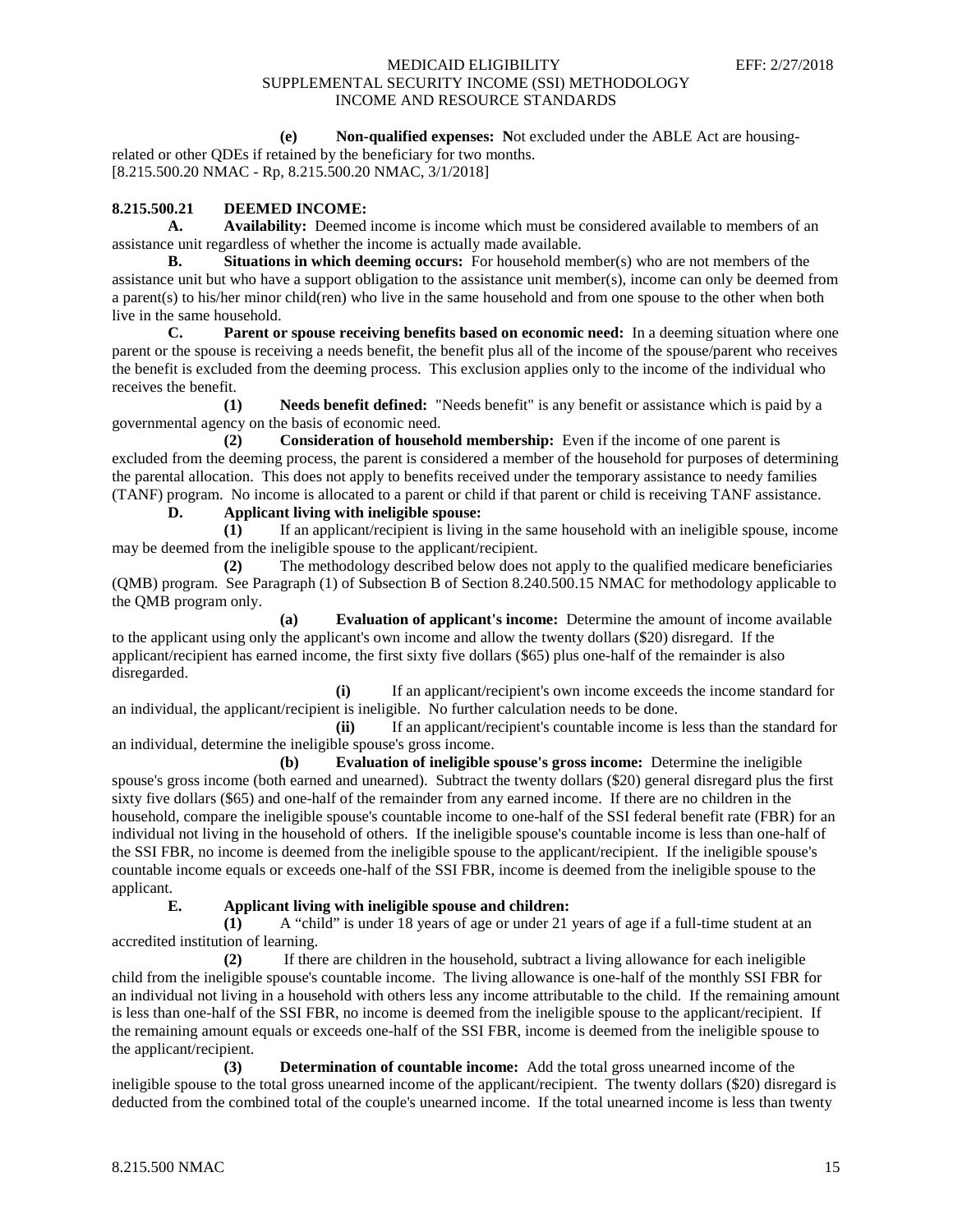**(e) Non-qualified expenses:** Not excluded under the ABLE Act are housing-related or other QDEs if retained by the beneficiary for two months.
[8.215.500.20 NMAC - Rp, 8.215.500.20 NMAC, 3/1/2018]

**8.215.500.21 DEEMED INCOME:**

**A. Availability:** Deemed income is income which must be considered available to members of an assistance unit regardless of whether the income is actually made available.

**B. Situations in which deeming occurs:** For household member(s) who are not members of the assistance unit but who have a support obligation to the assistance unit member(s), income can only be deemed from a parent(s) to his/her minor child(ren) who live in the same household and from one spouse to the other when both live in the same household.

**C. Parent or spouse receiving benefits based on economic need:** In a deeming situation where one parent or the spouse is receiving a needs benefit, the benefit plus all of the income of the spouse/parent who receives the benefit is excluded from the deeming process. This exclusion applies only to the income of the individual who receives the benefit.

**(1) Needs benefit defined:** "Needs benefit" is any benefit or assistance which is paid by a governmental agency on the basis of economic need.

**(2) Consideration of household membership:** Even if the income of one parent is excluded from the deeming process, the parent is considered a member of the household for purposes of determining the parental allocation. This does not apply to benefits received under the temporary assistance to needy families (TANF) program. No income is allocated to a parent or child if that parent or child is receiving TANF assistance.

**D. Applicant living with ineligible spouse:**

**(1)** If an applicant/recipient is living in the same household with an ineligible spouse, income may be deemed from the ineligible spouse to the applicant/recipient.

**(2)** The methodology described below does not apply to the qualified medicare beneficiaries (QMB) program. See Paragraph (1) of Subsection B of Section 8.240.500.15 NMAC for methodology applicable to the QMB program only.

**(a) Evaluation of applicant's income:** Determine the amount of income available to the applicant using only the applicant's own income and allow the twenty dollars ($20) disregard. If the applicant/recipient has earned income, the first sixty five dollars ($65) plus one-half of the remainder is also disregarded.

**(i)** If an applicant/recipient's own income exceeds the income standard for an individual, the applicant/recipient is ineligible. No further calculation needs to be done.

**(ii)** If an applicant/recipient's countable income is less than the standard for an individual, determine the ineligible spouse's gross income.

**(b) Evaluation of ineligible spouse's gross income:** Determine the ineligible spouse's gross income (both earned and unearned). Subtract the twenty dollars ($20) general disregard plus the first sixty five dollars ($65) and one-half of the remainder from any earned income. If there are no children in the household, compare the ineligible spouse's countable income to one-half of the SSI federal benefit rate (FBR) for an individual not living in the household of others. If the ineligible spouse's countable income is less than one-half of the SSI FBR, no income is deemed from the ineligible spouse to the applicant/recipient. If the ineligible spouse's countable income equals or exceeds one-half of the SSI FBR, income is deemed from the ineligible spouse to the applicant.

**E. Applicant living with ineligible spouse and children:**

**(1)** A "child" is under 18 years of age or under 21 years of age if a full-time student at an accredited institution of learning.

**(2)** If there are children in the household, subtract a living allowance for each ineligible child from the ineligible spouse's countable income. The living allowance is one-half of the monthly SSI FBR for an individual not living in a household with others less any income attributable to the child. If the remaining amount is less than one-half of the SSI FBR, no income is deemed from the ineligible spouse to the applicant/recipient. If the remaining amount equals or exceeds one-half of the SSI FBR, income is deemed from the ineligible spouse to the applicant/recipient.

**(3) Determination of countable income:** Add the total gross unearned income of the ineligible spouse to the total gross unearned income of the applicant/recipient. The twenty dollars ($20) disregard is deducted from the combined total of the couple's unearned income. If the total unearned income is less than twenty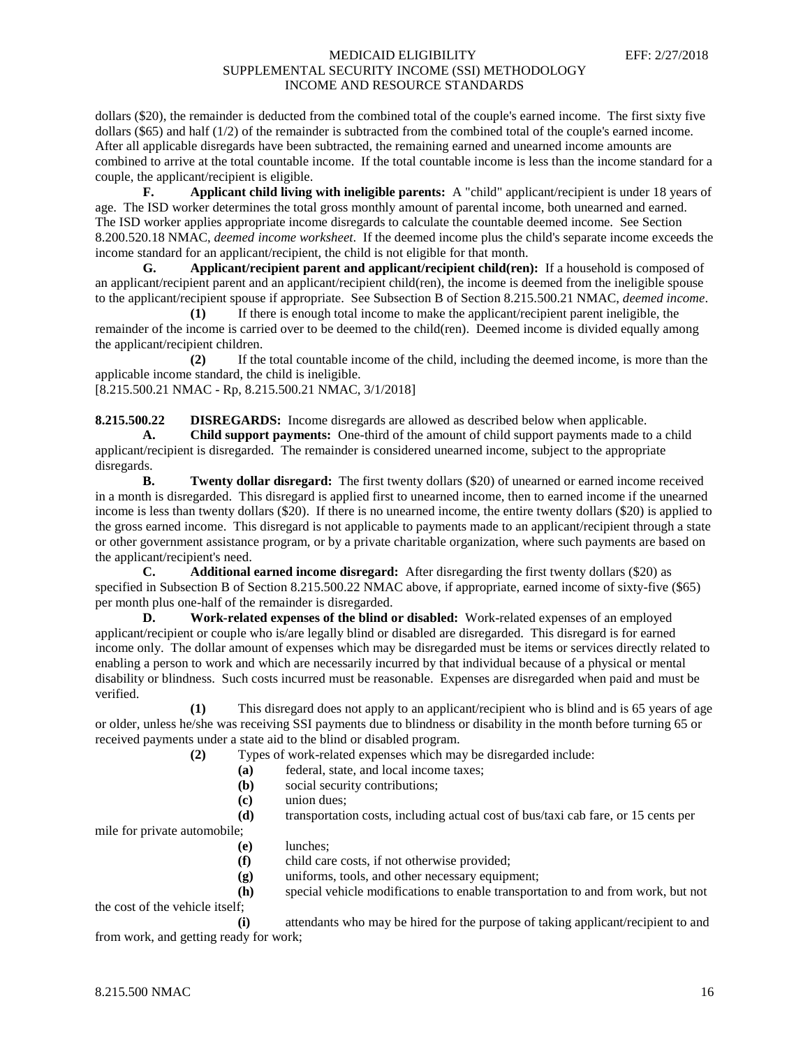dollars ($20), the remainder is deducted from the combined total of the couple's earned income. The first sixty five dollars ($65) and half (1/2) of the remainder is subtracted from the combined total of the couple's earned income. After all applicable disregards have been subtracted, the remaining earned and unearned income amounts are combined to arrive at the total countable income. If the total countable income is less than the income standard for a couple, the applicant/recipient is eligible.

**F. Applicant child living with ineligible parents:** A "child" applicant/recipient is under 18 years of age. The ISD worker determines the total gross monthly amount of parental income, both unearned and earned. The ISD worker applies appropriate income disregards to calculate the countable deemed income. See Section 8.200.520.18 NMAC, *deemed income worksheet*. If the deemed income plus the child's separate income exceeds the income standard for an applicant/recipient, the child is not eligible for that month.

**G. Applicant/recipient parent and applicant/recipient child(ren):** If a household is composed of an applicant/recipient parent and an applicant/recipient child(ren), the income is deemed from the ineligible spouse to the applicant/recipient spouse if appropriate. See Subsection B of Section 8.215.500.21 NMAC, *deemed income*.

**(1)** If there is enough total income to make the applicant/recipient parent ineligible, the remainder of the income is carried over to be deemed to the child(ren). Deemed income is divided equally among the applicant/recipient children.

**(2)** If the total countable income of the child, including the deemed income, is more than the applicable income standard, the child is ineligible.

[8.215.500.21 NMAC - Rp, 8.215.500.21 NMAC, 3/1/2018]

**8.215.500.22 DISREGARDS:** Income disregards are allowed as described below when applicable.

**A. Child support payments:** One-third of the amount of child support payments made to a child applicant/recipient is disregarded. The remainder is considered unearned income, subject to the appropriate disregards.

**B. Twenty dollar disregard:** The first twenty dollars ($20) of unearned or earned income received in a month is disregarded. This disregard is applied first to unearned income, then to earned income if the unearned income is less than twenty dollars ($20). If there is no unearned income, the entire twenty dollars ($20) is applied to the gross earned income. This disregard is not applicable to payments made to an applicant/recipient through a state or other government assistance program, or by a private charitable organization, where such payments are based on the applicant/recipient's need.

**C. Additional earned income disregard:** After disregarding the first twenty dollars ($20) as specified in Subsection B of Section 8.215.500.22 NMAC above, if appropriate, earned income of sixty-five ($65) per month plus one-half of the remainder is disregarded.

**D. Work-related expenses of the blind or disabled:** Work-related expenses of an employed applicant/recipient or couple who is/are legally blind or disabled are disregarded. This disregard is for earned income only. The dollar amount of expenses which may be disregarded must be items or services directly related to enabling a person to work and which are necessarily incurred by that individual because of a physical or mental disability or blindness. Such costs incurred must be reasonable. Expenses are disregarded when paid and must be verified.

**(1)** This disregard does not apply to an applicant/recipient who is blind and is 65 years of age or older, unless he/she was receiving SSI payments due to blindness or disability in the month before turning 65 or received payments under a state aid to the blind or disabled program.

**(2)** Types of work-related expenses which may be disregarded include:

**(a)** federal, state, and local income taxes;

**(b)** social security contributions;

**(c)** union dues;

**(d)** transportation costs, including actual cost of bus/taxi cab fare, or 15 cents per mile for private automobile;

**(e)** lunches;

**(f)** child care costs, if not otherwise provided;

**(g)** uniforms, tools, and other necessary equipment;

**(h)** special vehicle modifications to enable transportation to and from work, but not the cost of the vehicle itself;

**(i)** attendants who may be hired for the purpose of taking applicant/recipient to and from work, and getting ready for work;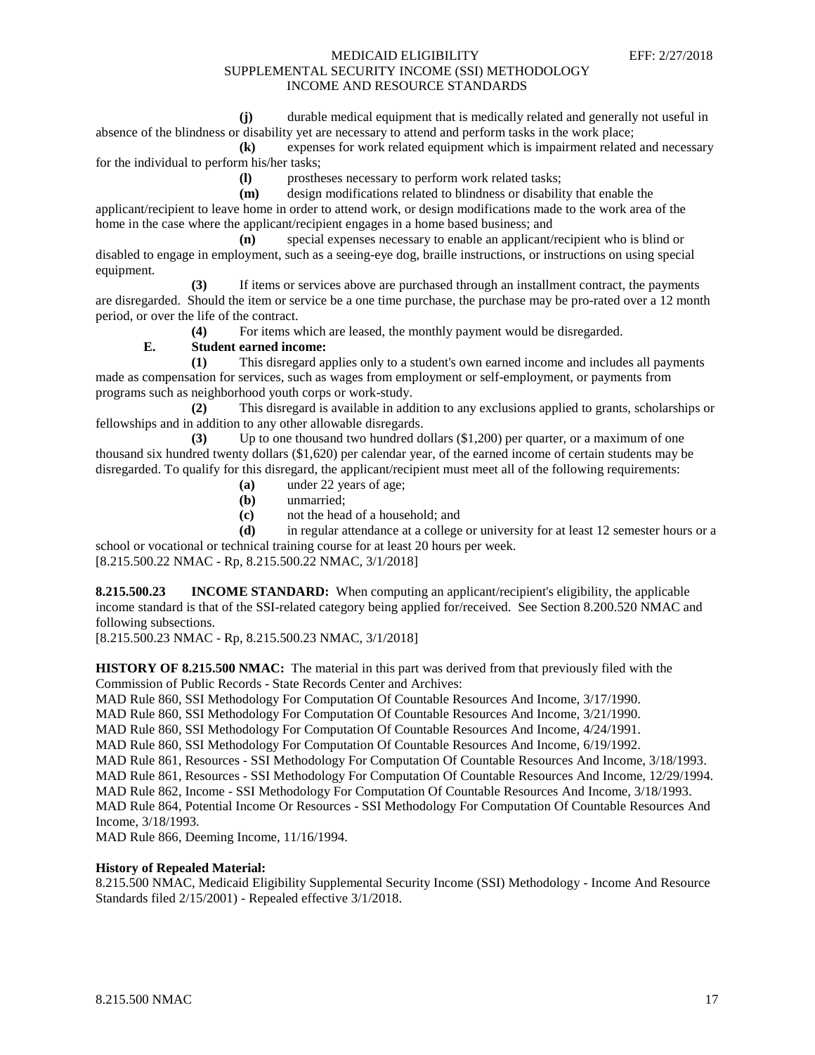**(j)** durable medical equipment that is medically related and generally not useful in absence of the blindness or disability yet are necessary to attend and perform tasks in the work place;

**(k)** expenses for work related equipment which is impairment related and necessary for the individual to perform his/her tasks;

**(l)** prostheses necessary to perform work related tasks;

**(m)** design modifications related to blindness or disability that enable the applicant/recipient to leave home in order to attend work, or design modifications made to the work area of the home in the case where the applicant/recipient engages in a home based business; and

**(n)** special expenses necessary to enable an applicant/recipient who is blind or disabled to engage in employment, such as a seeing-eye dog, braille instructions, or instructions on using special equipment.

**(3)** If items or services above are purchased through an installment contract, the payments are disregarded. Should the item or service be a one time purchase, the purchase may be pro-rated over a 12 month period, or over the life of the contract.

**(4)** For items which are leased, the monthly payment would be disregarded.

**E. Student earned income:**

**(1)** This disregard applies only to a student's own earned income and includes all payments made as compensation for services, such as wages from employment or self-employment, or payments from programs such as neighborhood youth corps or work-study.

**(2)** This disregard is available in addition to any exclusions applied to grants, scholarships or fellowships and in addition to any other allowable disregards.

**(3)** Up to one thousand two hundred dollars ($1,200) per quarter, or a maximum of one thousand six hundred twenty dollars ($1,620) per calendar year, of the earned income of certain students may be disregarded. To qualify for this disregard, the applicant/recipient must meet all of the following requirements:

**(a)** under 22 years of age;

**(b)** unmarried;

**(c)** not the head of a household; and

**(d)** in regular attendance at a college or university for at least 12 semester hours or a school or vocational or technical training course for at least 20 hours per week.

[8.215.500.22 NMAC - Rp, 8.215.500.22 NMAC, 3/1/2018]

**8.215.500.23 INCOME STANDARD:** When computing an applicant/recipient's eligibility, the applicable income standard is that of the SSI-related category being applied for/received. See Section 8.200.520 NMAC and following subsections.

[8.215.500.23 NMAC - Rp, 8.215.500.23 NMAC, 3/1/2018]

**HISTORY OF 8.215.500 NMAC:** The material in this part was derived from that previously filed with the Commission of Public Records - State Records Center and Archives:

MAD Rule 860, SSI Methodology For Computation Of Countable Resources And Income, 3/17/1990.
MAD Rule 860, SSI Methodology For Computation Of Countable Resources And Income, 3/21/1990.
MAD Rule 860, SSI Methodology For Computation Of Countable Resources And Income, 4/24/1991.
MAD Rule 860, SSI Methodology For Computation Of Countable Resources And Income, 6/19/1992.
MAD Rule 861, Resources - SSI Methodology For Computation Of Countable Resources And Income, 3/18/1993.
MAD Rule 861, Resources - SSI Methodology For Computation Of Countable Resources And Income, 12/29/1994.
MAD Rule 862, Income - SSI Methodology For Computation Of Countable Resources And Income, 3/18/1993.
MAD Rule 864, Potential Income Or Resources - SSI Methodology For Computation Of Countable Resources And Income, 3/18/1993.
MAD Rule 866, Deeming Income, 11/16/1994.

**History of Repealed Material:**

8.215.500 NMAC, Medicaid Eligibility Supplemental Security Income (SSI) Methodology - Income And Resource Standards filed 2/15/2001) - Repealed effective 3/1/2018.